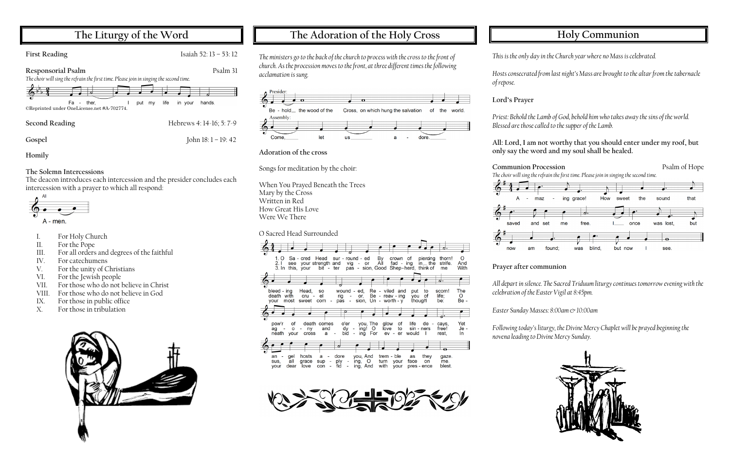## The Liturgy of the Word

**First Reading** Isaiah 52: 13 – 53: 12

**Responsorial Psalm** Psalm 31

*The choir will sing the refrain the first time. Please join in singing the second time.*

Fa - ther, I put my life in your hands.

©Reprinted under OneLicense.net #A-702774.

**Second Reading** Hebrews 4: 14-16; 5: 7-9

**Gospel** John 18: 1 – 19: 42

**Homily**

**The Solemn Intercessions**

The deacon introduces each intercession and the presider concludes each intercession with a prayer to which all respond:

All

A - men.

I. For Holy Church
II. For the Pope
III. For all orders and degrees of the faithful
IV. For catechumens
V. For the unity of Christians
VI. For the Jewish people
VII. For those who do not believe in Christ
VIII. For those who do not believe in God
IX. For those in public office
X. For those in tribulation

## The Adoration of the Holy Cross

*The ministers go to the back of the church to process with the cross to the front of church. As the procession moves to the front, at three different times the following acclamation is sung.*

Presider: Be - hold the wood of the Cross, on which hung the salvation of the world.

Assembly: Come, let us a - dore.

**Adoration of the cross**

Songs for meditation by the choir:

When You Prayed Beneath the Trees
Mary by the Cross
Written in Red
How Great His Love
Were We There

O Sacred Head Surrounded

1. O Sacred Head surrounded By crown of piercing thorn! O bleeding Head, so wounded, Reviled and put to scorn! The pow'r of death comes o'er you, The glow of life decays, Yet angel hosts adore you, And tremble as they gaze.

2. I see your strength and vigor All fading in the strife. And death with cruel rigor, Bereaving you of life; O agony and dying! O love to sinners free! Jesus, all grace supplying, O turn your face on me.

3. In this, your bitter passion, Good Shepherd, think of me With your most sweet compassion, Unworthy though I be: Beneath your cross abiding For ever would I rest, In your dear love confiding, And with your presence blest.

## Holy Communion

*This is the only day in the Church year where no Mass is celebrated.*

*Hosts consecrated from last night's Mass are brought to the altar from the tabernacle of repose.*

**Lord's Prayer**

*Priest: Behold the Lamb of God, behold him who takes away the sins of the world. Blessed are those called to the supper of the Lamb.*

**All: Lord, I am not worthy that you should enter under my roof, but only say the word and my soul shall be healed.**

**Communion Procession** Psalm of Hope

*The choir will sing the refrain the first time. Please join in singing the second time.*

A - maz - ing grace! How sweet the sound that saved and set me free. I once was lost, but now am found; was blind, but now I see.

**Prayer after communion**

*All depart in silence. The Sacred Triduum liturgy continues tomorrow evening with the celebration of the Easter Vigil at 8:45pm.*

*Easter Sunday Masses: 8:00am & 10:00am*

*Following today's liturgy, the Divine Mercy Chaplet will be prayed beginning the novena leading to Divine Mercy Sunday.*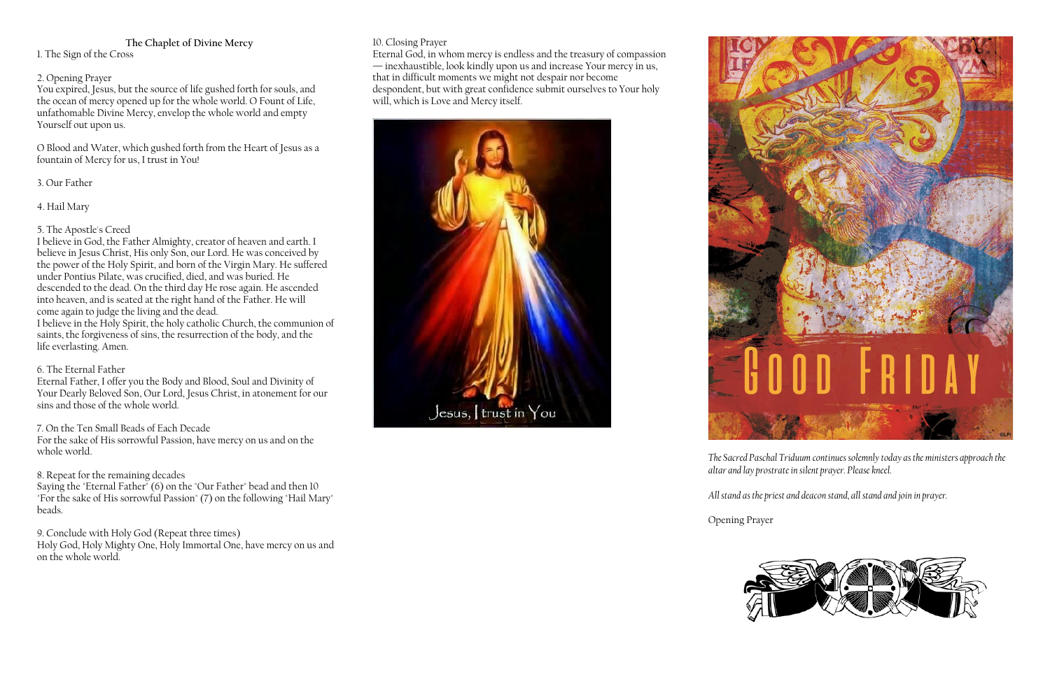## The Chaplet of Divine Mercy

1. The Sign of the Cross

2. Opening Prayer
You expired, Jesus, but the source of life gushed forth for souls, and the ocean of mercy opened up for the whole world. O Fount of Life, unfathomable Divine Mercy, envelop the whole world and empty Yourself out upon us.

O Blood and Water, which gushed forth from the Heart of Jesus as a fountain of Mercy for us, I trust in You!

3. Our Father

4. Hail Mary

5. The Apostle's Creed
I believe in God, the Father Almighty, creator of heaven and earth. I believe in Jesus Christ, His only Son, our Lord. He was conceived by the power of the Holy Spirit, and born of the Virgin Mary. He suffered under Pontius Pilate, was crucified, died, and was buried. He descended to the dead. On the third day He rose again. He ascended into heaven, and is seated at the right hand of the Father. He will come again to judge the living and the dead.
I believe in the Holy Spirit, the holy catholic Church, the communion of saints, the forgiveness of sins, the resurrection of the body, and the life everlasting. Amen.

6. The Eternal Father
Eternal Father, I offer you the Body and Blood, Soul and Divinity of Your Dearly Beloved Son, Our Lord, Jesus Christ, in atonement for our sins and those of the whole world.

7. On the Ten Small Beads of Each Decade
For the sake of His sorrowful Passion, have mercy on us and on the whole world.

8. Repeat for the remaining decades
Saying the "Eternal Father" (6) on the "Our Father" bead and then 10 "For the sake of His sorrowful Passion" (7) on the following "Hail Mary" beads.

9. Conclude with Holy God (Repeat three times)
Holy God, Holy Mighty One, Holy Immortal One, have mercy on us and on the whole world.

10. Closing Prayer
Eternal God, in whom mercy is endless and the treasury of compassion — inexhaustible, look kindly upon us and increase Your mercy in us, that in difficult moments we might not despair nor become despondent, but with great confidence submit ourselves to Your holy will, which is Love and Mercy itself.

Jesus, I trust in You

GOOD FRIDAY

*The Sacred Paschal Triduum continues solemnly today as the ministers approach the altar and lay prostrate in silent prayer. Please kneel.*

*All stand as the priest and deacon stand, all stand and join in prayer.*

Opening Prayer